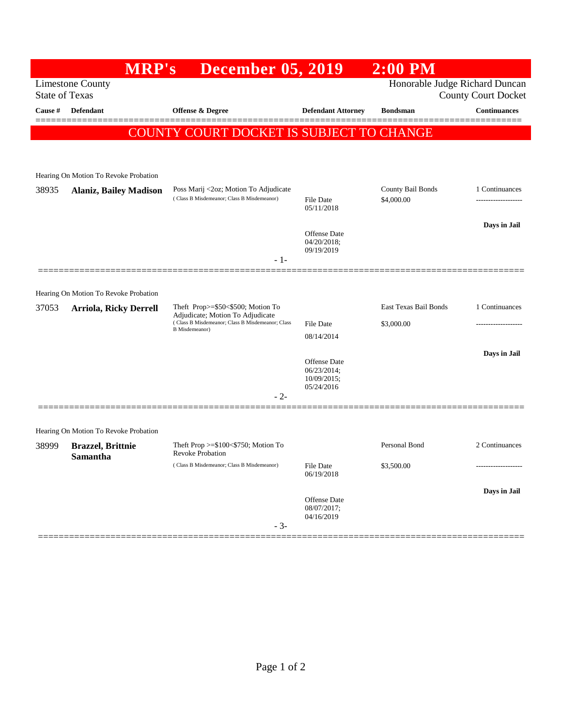# MRP's December 05, 2019 2:00 PM

Limestone County
State of Texas

Honorable Judge Richard Duncan
County Court Docket

| Cause # | Defendant | Offense & Degree | Defendant Attorney | Bondsman | Continuances |
|---|---|---|---|---|---|

**COUNTY COURT DOCKET IS SUBJECT TO CHANGE**

---

Hearing On Motion To Revoke Probation

| Cause # | Defendant | Offense & Degree | Defendant Attorney | Bondsman | Continuances |
|---|---|---|---|---|---|
| 38935 | **Alaniz, Bailey Madison** | Poss Marij <2oz; Motion To Adjudicate (Class B Misdemeanor; Class B Misdemeanor) | File Date 05/11/2018; Offense Date 04/20/2018; 09/19/2019 | County Bail Bonds $4,000.00 | 1 Continuances; Days in Jail |

- 1-

---

Hearing On Motion To Revoke Probation

| Cause # | Defendant | Offense & Degree | Defendant Attorney | Bondsman | Continuances |
|---|---|---|---|---|---|
| 37053 | **Arriola, Ricky Derrell** | Theft Prop>=$50<$500; Motion To Adjudicate; Motion To Adjudicate (Class B Misdemeanor; Class B Misdemeanor; Class B Misdemeanor) | File Date 08/14/2014; Offense Date 06/23/2014; 10/09/2015; 05/24/2016 | East Texas Bail Bonds $3,000.00 | 1 Continuances; Days in Jail |

- 2-

---

Hearing On Motion To Revoke Probation

| Cause # | Defendant | Offense & Degree | Defendant Attorney | Bondsman | Continuances |
|---|---|---|---|---|---|
| 38999 | **Brazzel, Brittnie Samantha** | Theft Prop >=$100<$750; Motion To Revoke Probation (Class B Misdemeanor; Class B Misdemeanor) | File Date 06/19/2018; Offense Date 08/07/2017; 04/16/2019 | Personal Bond $3,500.00 | 2 Continuances; Days in Jail |

- 3-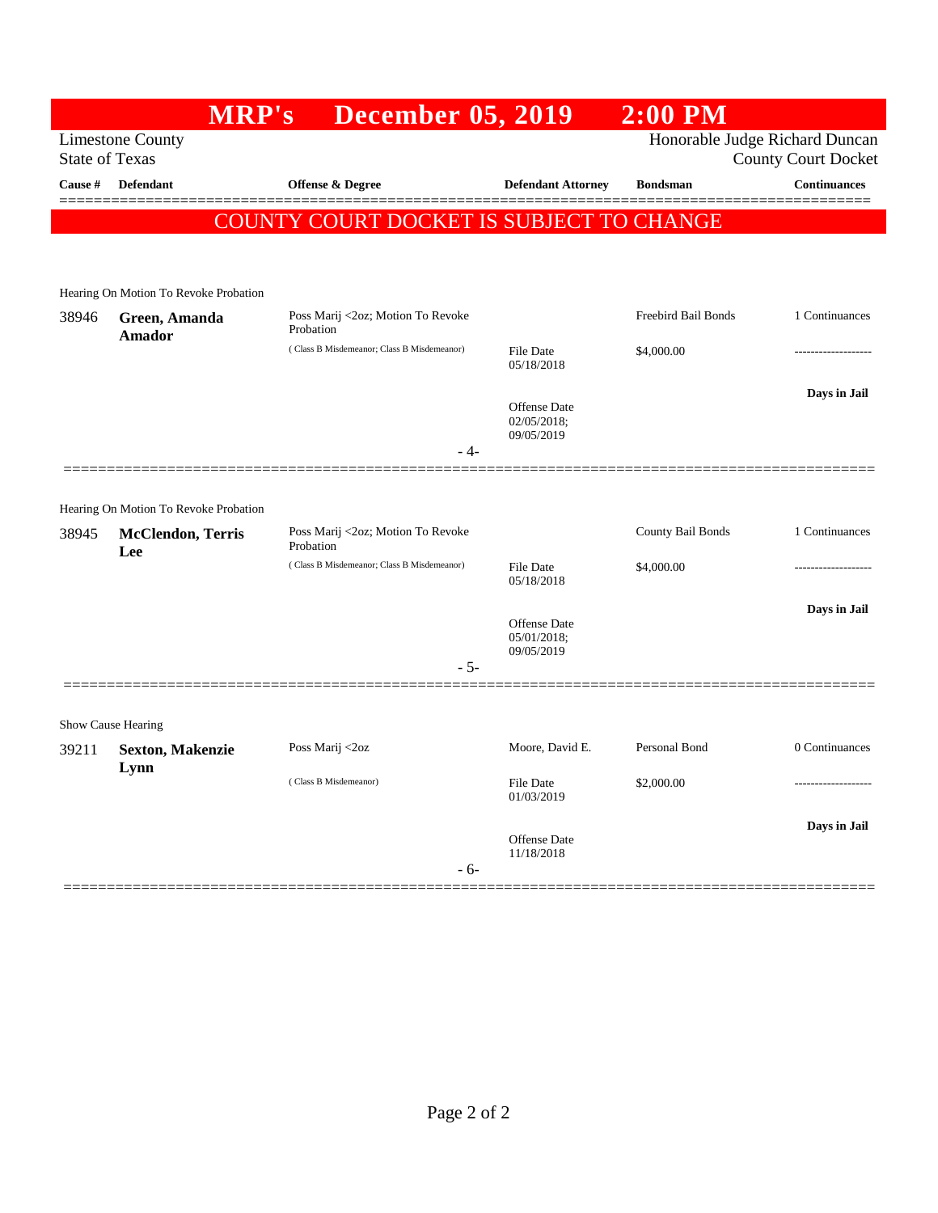# MRP's December 05, 2019 2:00 PM

Limestone County
State of Texas

Honorable Judge Richard Duncan
County Court Docket

| Cause # | Defendant | Offense & Degree | Defendant Attorney | Bondsman | Continuances |
|---|---|---|---|---|---|

**COUNTY COURT DOCKET IS SUBJECT TO CHANGE**

Hearing On Motion To Revoke Probation

| Cause # | Defendant | Offense & Degree | Defendant Attorney | Bondsman | Continuances |
|---|---|---|---|---|---|
| 38946 | **Green, Amanda Amador** | Poss Marij <2oz; Motion To Revoke Probation ( Class B Misdemeanor; Class B Misdemeanor) | File Date 05/18/2018; Offense Date 02/05/2018; 09/05/2019 | Freebird Bail Bonds $4,000.00 | 1 Continuances ------------------- **Days in Jail** |

- 4-

Hearing On Motion To Revoke Probation

| Cause # | Defendant | Offense & Degree | Defendant Attorney | Bondsman | Continuances |
|---|---|---|---|---|---|
| 38945 | **McClendon, Terris Lee** | Poss Marij <2oz; Motion To Revoke Probation ( Class B Misdemeanor; Class B Misdemeanor) | File Date 05/18/2018; Offense Date 05/01/2018; 09/05/2019 | County Bail Bonds $4,000.00 | 1 Continuances ------------------- **Days in Jail** |

- 5-

Show Cause Hearing

| Cause # | Defendant | Offense & Degree | Defendant Attorney | Bondsman | Continuances |
|---|---|---|---|---|---|
| 39211 | **Sexton, Makenzie Lynn** | Poss Marij <2oz ( Class B Misdemeanor) | Moore, David E. File Date 01/03/2019; Offense Date 11/18/2018 | Personal Bond $2,000.00 | 0 Continuances ------------------- **Days in Jail** |

- 6-